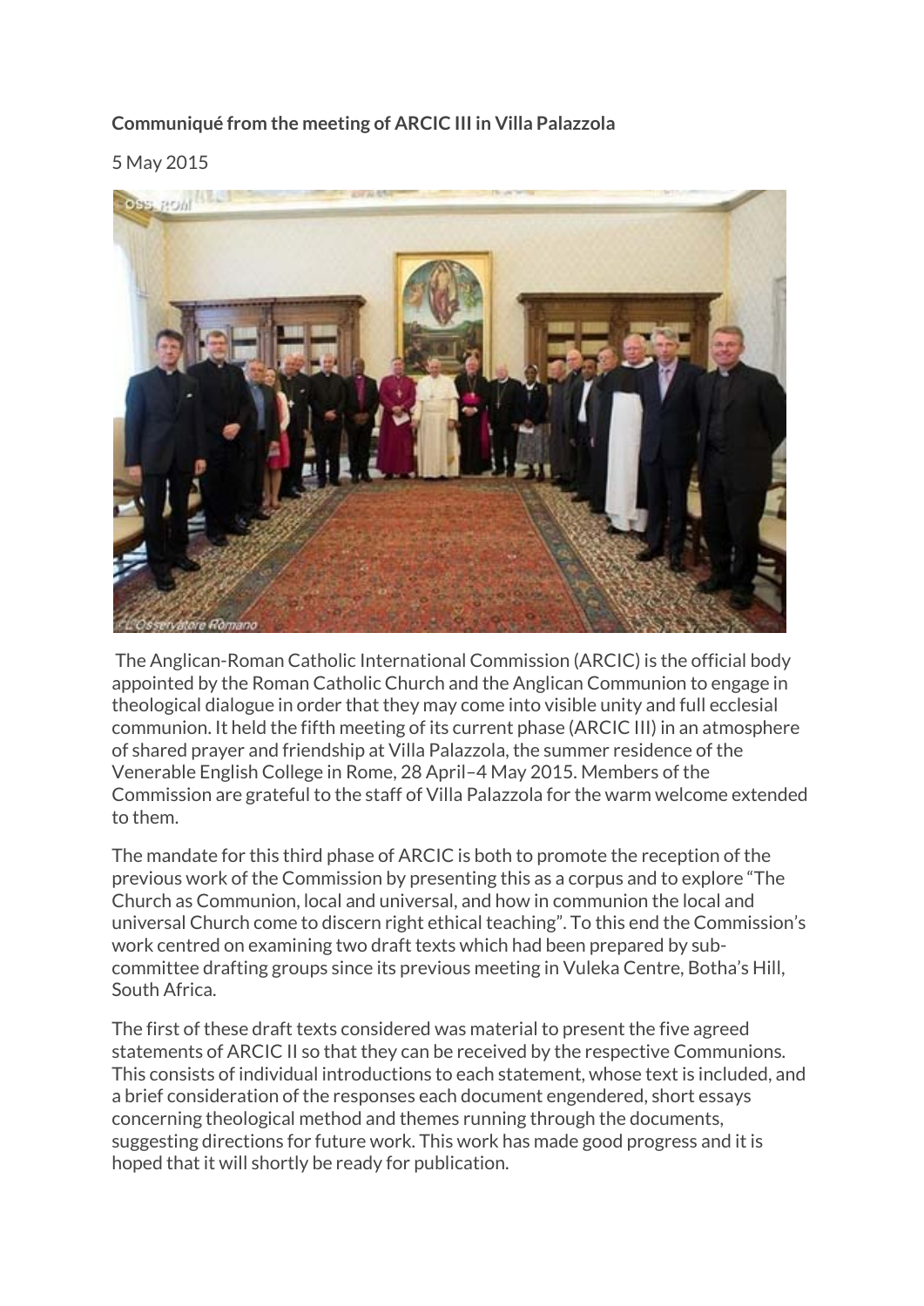**Communiqué from the meeting of ARCIC III in Villa Palazzola**

5 May 2015

The Anglican-Roman Catholic International Commission (ARCIC) is the official body appointed by the Roman Catholic Church and the Anglican Communion to engage in theological dialogue in order that they may come into visible unity and full ecclesial communion. It held the fifth meeting of its current phase (ARCIC III) in an atmosphere of shared prayer and friendship at Villa Palazzola, the summer residence of the Venerable English College in Rome, 28 April–4 May 2015. Members of the Commission are grateful to the staff of Villa Palazzola for the warm welcome extended to them.

The mandate for this third phase of ARCIC is both to promote the reception of the previous work of the Commission by presenting this as a corpus and to explore "The Church as Communion, local and universal, and how in communion the local and universal Church come to discern right ethical teaching". To this end the Commission's work centred on examining two draft texts which had been prepared by sub-committee drafting groups since its previous meeting in Vuleka Centre, Botha's Hill, South Africa.

The first of these draft texts considered was material to present the five agreed statements of ARCIC II so that they can be received by the respective Communions. This consists of individual introductions to each statement, whose text is included, and a brief consideration of the responses each document engendered, short essays concerning theological method and themes running through the documents, suggesting directions for future work. This work has made good progress and it is hoped that it will shortly be ready for publication.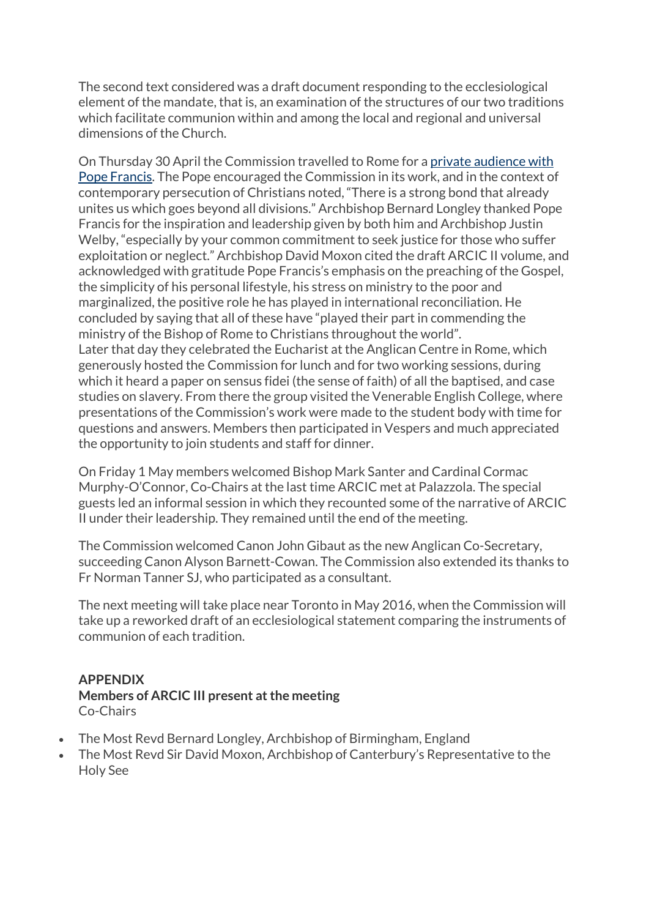The second text considered was a draft document responding to the ecclesiological element of the mandate, that is, an examination of the structures of our two traditions which facilitate communion within and among the local and regional and universal dimensions of the Church.

On Thursday 30 April the Commission travelled to Rome for a [private audience with Pope Francis](). The Pope encouraged the Commission in its work, and in the context of contemporary persecution of Christians noted, "There is a strong bond that already unites us which goes beyond all divisions." Archbishop Bernard Longley thanked Pope Francis for the inspiration and leadership given by both him and Archbishop Justin Welby, "especially by your common commitment to seek justice for those who suffer exploitation or neglect." Archbishop David Moxon cited the draft ARCIC II volume, and acknowledged with gratitude Pope Francis's emphasis on the preaching of the Gospel, the simplicity of his personal lifestyle, his stress on ministry to the poor and marginalized, the positive role he has played in international reconciliation. He concluded by saying that all of these have "played their part in commending the ministry of the Bishop of Rome to Christians throughout the world".
Later that day they celebrated the Eucharist at the Anglican Centre in Rome, which generously hosted the Commission for lunch and for two working sessions, during which it heard a paper on sensus fidei (the sense of faith) of all the baptised, and case studies on slavery. From there the group visited the Venerable English College, where presentations of the Commission's work were made to the student body with time for questions and answers. Members then participated in Vespers and much appreciated the opportunity to join students and staff for dinner.

On Friday 1 May members welcomed Bishop Mark Santer and Cardinal Cormac Murphy-O'Connor, Co-Chairs at the last time ARCIC met at Palazzola. The special guests led an informal session in which they recounted some of the narrative of ARCIC II under their leadership. They remained until the end of the meeting.

The Commission welcomed Canon John Gibaut as the new Anglican Co-Secretary, succeeding Canon Alyson Barnett-Cowan. The Commission also extended its thanks to Fr Norman Tanner SJ, who participated as a consultant.

The next meeting will take place near Toronto in May 2016, when the Commission will take up a reworked draft of an ecclesiological statement comparing the instruments of communion of each tradition.

**APPENDIX**
**Members of ARCIC III present at the meeting**
Co-Chairs

- The Most Revd Bernard Longley, Archbishop of Birmingham, England
- The Most Revd Sir David Moxon, Archbishop of Canterbury's Representative to the Holy See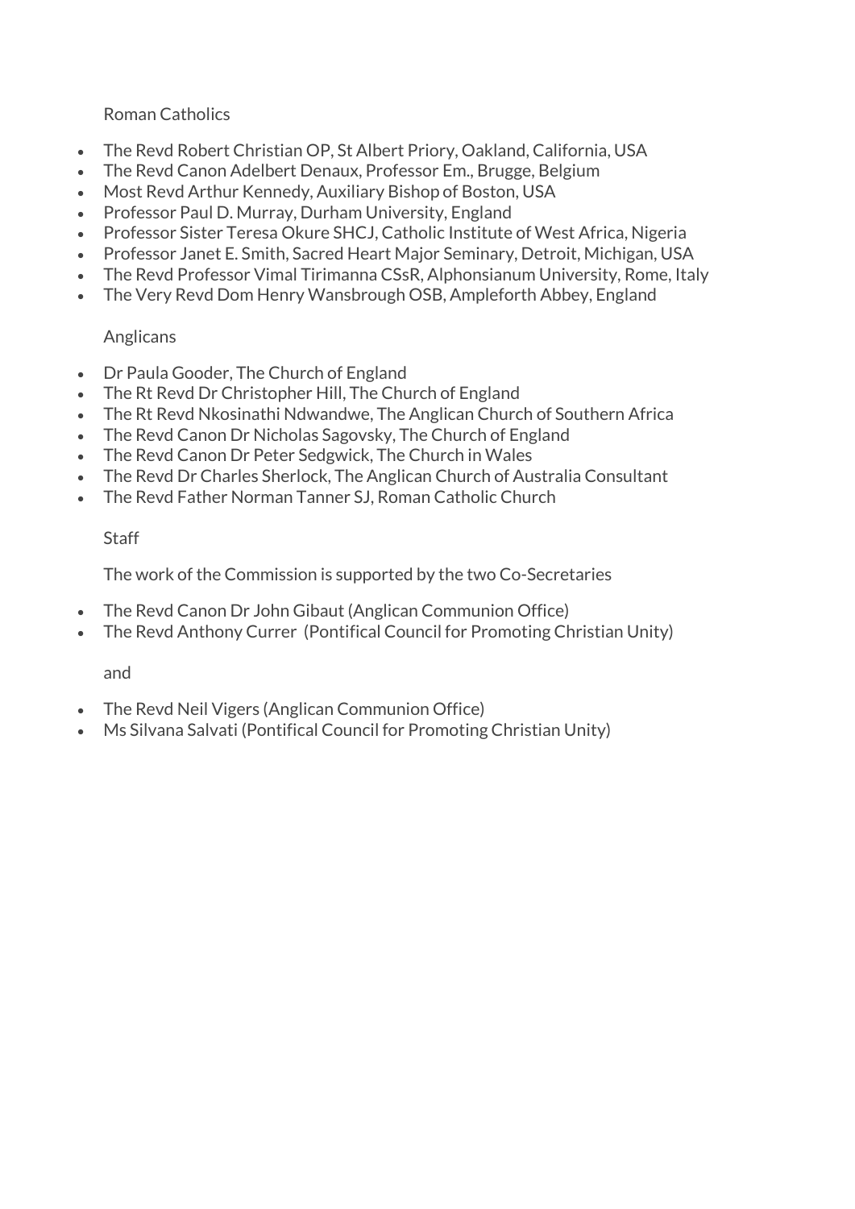Roman Catholics

- The Revd Robert Christian OP, St Albert Priory, Oakland, California, USA
- The Revd Canon Adelbert Denaux, Professor Em., Brugge, Belgium
- Most Revd Arthur Kennedy, Auxiliary Bishop of Boston, USA
- Professor Paul D. Murray, Durham University, England
- Professor Sister Teresa Okure SHCJ, Catholic Institute of West Africa, Nigeria
- Professor Janet E. Smith, Sacred Heart Major Seminary, Detroit, Michigan, USA
- The Revd Professor Vimal Tirimanna CSsR, Alphonsianum University, Rome, Italy
- The Very Revd Dom Henry Wansbrough OSB, Ampleforth Abbey, England

Anglicans

- Dr Paula Gooder, The Church of England
- The Rt Revd Dr Christopher Hill, The Church of England
- The Rt Revd Nkosinathi Ndwandwe, The Anglican Church of Southern Africa
- The Revd Canon Dr Nicholas Sagovsky, The Church of England
- The Revd Canon Dr Peter Sedgwick, The Church in Wales
- The Revd Dr Charles Sherlock, The Anglican Church of Australia Consultant
- The Revd Father Norman Tanner SJ, Roman Catholic Church

Staff

The work of the Commission is supported by the two Co-Secretaries

- The Revd Canon Dr John Gibaut (Anglican Communion Office)
- The Revd Anthony Currer (Pontifical Council for Promoting Christian Unity)

and

- The Revd Neil Vigers (Anglican Communion Office)
- Ms Silvana Salvati (Pontifical Council for Promoting Christian Unity)